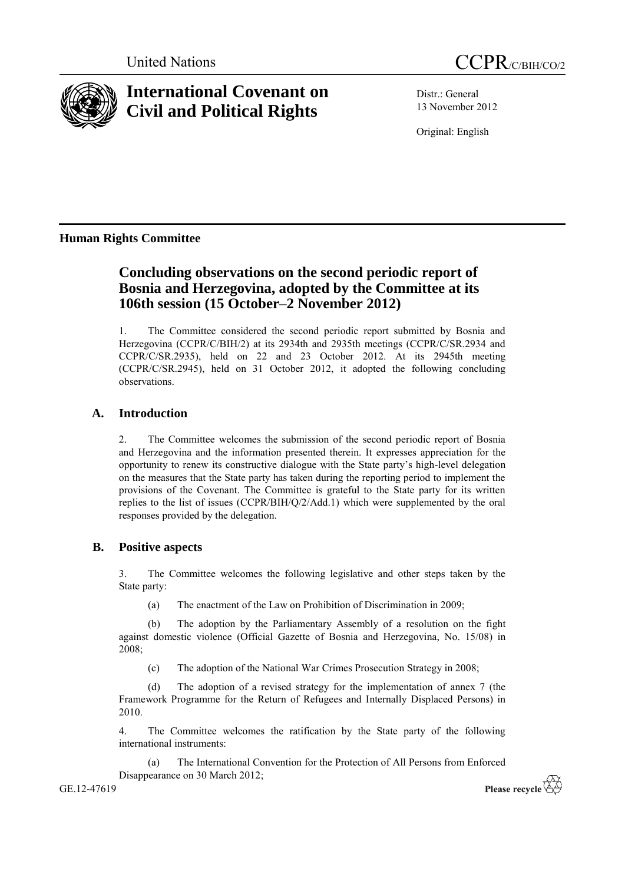United Nations

CCPR/C/BIH/CO/2

# International Covenant on Civil and Political Rights

Distr.: General
13 November 2012

Original: English

**Human Rights Committee**

## Concluding observations on the second periodic report of Bosnia and Herzegovina, adopted by the Committee at its 106th session (15 October–2 November 2012)

1. The Committee considered the second periodic report submitted by Bosnia and Herzegovina (CCPR/C/BIH/2) at its 2934th and 2935th meetings (CCPR/C/SR.2934 and CCPR/C/SR.2935), held on 22 and 23 October 2012. At its 2945th meeting (CCPR/C/SR.2945), held on 31 October 2012, it adopted the following concluding observations.

## A. Introduction

2. The Committee welcomes the submission of the second periodic report of Bosnia and Herzegovina and the information presented therein. It expresses appreciation for the opportunity to renew its constructive dialogue with the State party's high-level delegation on the measures that the State party has taken during the reporting period to implement the provisions of the Covenant. The Committee is grateful to the State party for its written replies to the list of issues (CCPR/BIH/Q/2/Add.1) which were supplemented by the oral responses provided by the delegation.

## B. Positive aspects

3. The Committee welcomes the following legislative and other steps taken by the State party:

(a) The enactment of the Law on Prohibition of Discrimination in 2009;

(b) The adoption by the Parliamentary Assembly of a resolution on the fight against domestic violence (Official Gazette of Bosnia and Herzegovina, No. 15/08) in 2008;

(c) The adoption of the National War Crimes Prosecution Strategy in 2008;

(d) The adoption of a revised strategy for the implementation of annex 7 (the Framework Programme for the Return of Refugees and Internally Displaced Persons) in 2010.

4. The Committee welcomes the ratification by the State party of the following international instruments:

(a) The International Convention for the Protection of All Persons from Enforced Disappearance on 30 March 2012;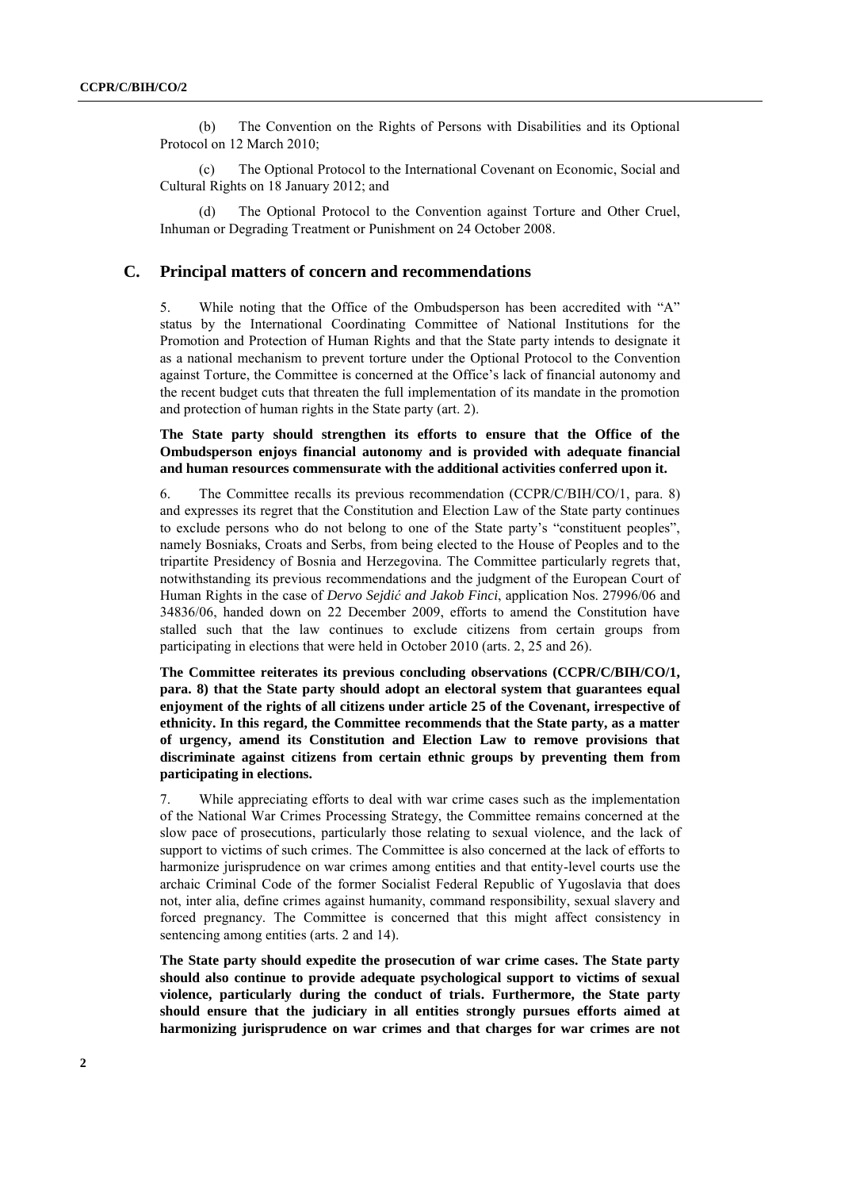(b) The Convention on the Rights of Persons with Disabilities and its Optional Protocol on 12 March 2010;

(c) The Optional Protocol to the International Covenant on Economic, Social and Cultural Rights on 18 January 2012; and

(d) The Optional Protocol to the Convention against Torture and Other Cruel, Inhuman or Degrading Treatment or Punishment on 24 October 2008.

## C. Principal matters of concern and recommendations

5. While noting that the Office of the Ombudsperson has been accredited with "A" status by the International Coordinating Committee of National Institutions for the Promotion and Protection of Human Rights and that the State party intends to designate it as a national mechanism to prevent torture under the Optional Protocol to the Convention against Torture, the Committee is concerned at the Office's lack of financial autonomy and the recent budget cuts that threaten the full implementation of its mandate in the promotion and protection of human rights in the State party (art. 2).

**The State party should strengthen its efforts to ensure that the Office of the Ombudsperson enjoys financial autonomy and is provided with adequate financial and human resources commensurate with the additional activities conferred upon it.**

6. The Committee recalls its previous recommendation (CCPR/C/BIH/CO/1, para. 8) and expresses its regret that the Constitution and Election Law of the State party continues to exclude persons who do not belong to one of the State party's "constituent peoples", namely Bosniaks, Croats and Serbs, from being elected to the House of Peoples and to the tripartite Presidency of Bosnia and Herzegovina. The Committee particularly regrets that, notwithstanding its previous recommendations and the judgment of the European Court of Human Rights in the case of *Dervo Sejdić and Jakob Finci*, application Nos. 27996/06 and 34836/06, handed down on 22 December 2009, efforts to amend the Constitution have stalled such that the law continues to exclude citizens from certain groups from participating in elections that were held in October 2010 (arts. 2, 25 and 26).

**The Committee reiterates its previous concluding observations (CCPR/C/BIH/CO/1, para. 8) that the State party should adopt an electoral system that guarantees equal enjoyment of the rights of all citizens under article 25 of the Covenant, irrespective of ethnicity. In this regard, the Committee recommends that the State party, as a matter of urgency, amend its Constitution and Election Law to remove provisions that discriminate against citizens from certain ethnic groups by preventing them from participating in elections.**

7. While appreciating efforts to deal with war crime cases such as the implementation of the National War Crimes Processing Strategy, the Committee remains concerned at the slow pace of prosecutions, particularly those relating to sexual violence, and the lack of support to victims of such crimes. The Committee is also concerned at the lack of efforts to harmonize jurisprudence on war crimes among entities and that entity-level courts use the archaic Criminal Code of the former Socialist Federal Republic of Yugoslavia that does not, inter alia, define crimes against humanity, command responsibility, sexual slavery and forced pregnancy. The Committee is concerned that this might affect consistency in sentencing among entities (arts. 2 and 14).

**The State party should expedite the prosecution of war crime cases. The State party should also continue to provide adequate psychological support to victims of sexual violence, particularly during the conduct of trials. Furthermore, the State party should ensure that the judiciary in all entities strongly pursues efforts aimed at harmonizing jurisprudence on war crimes and that charges for war crimes are not**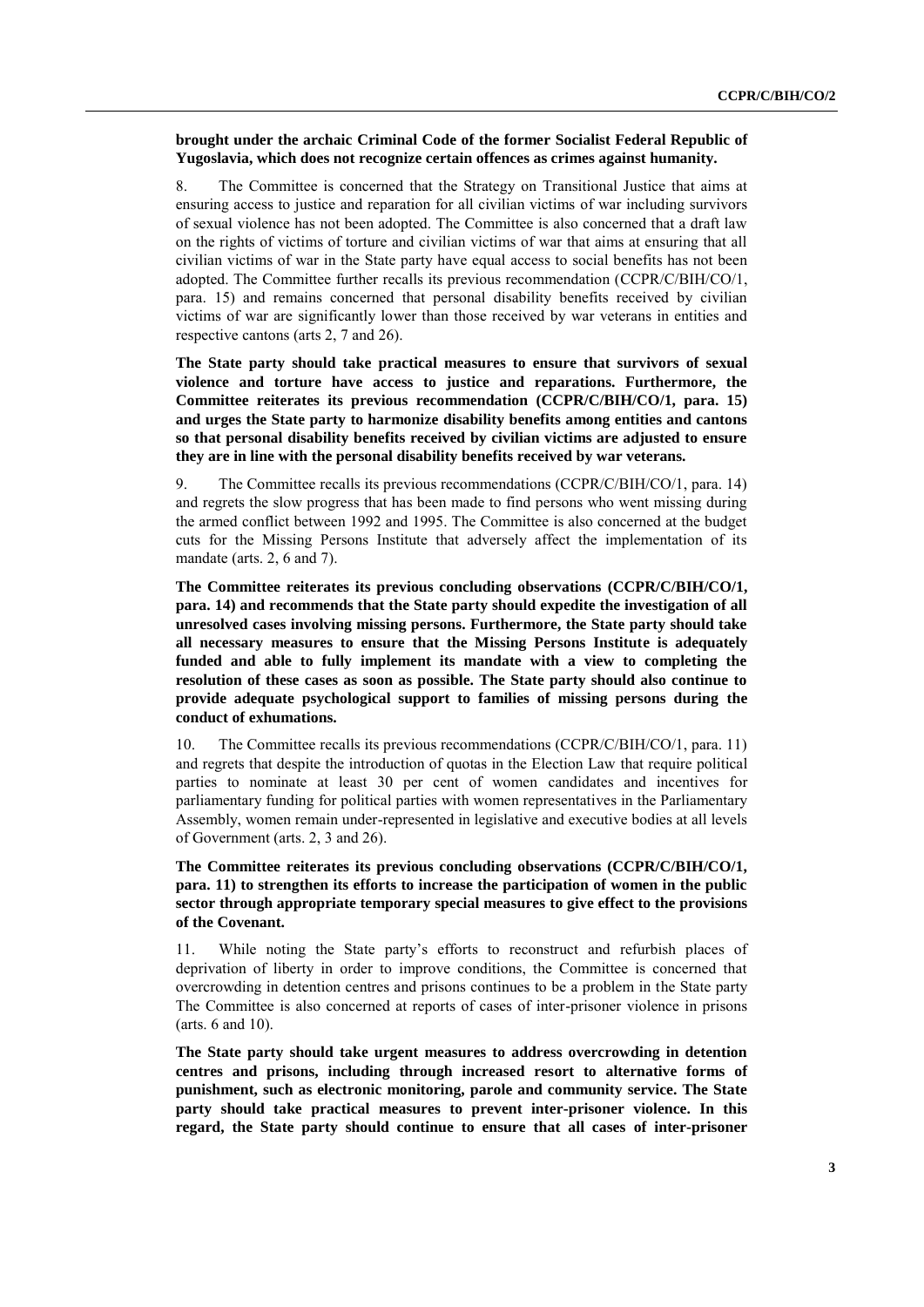**brought under the archaic Criminal Code of the former Socialist Federal Republic of Yugoslavia, which does not recognize certain offences as crimes against humanity.**

8. The Committee is concerned that the Strategy on Transitional Justice that aims at ensuring access to justice and reparation for all civilian victims of war including survivors of sexual violence has not been adopted. The Committee is also concerned that a draft law on the rights of victims of torture and civilian victims of war that aims at ensuring that all civilian victims of war in the State party have equal access to social benefits has not been adopted. The Committee further recalls its previous recommendation (CCPR/C/BIH/CO/1, para. 15) and remains concerned that personal disability benefits received by civilian victims of war are significantly lower than those received by war veterans in entities and respective cantons (arts 2, 7 and 26).

**The State party should take practical measures to ensure that survivors of sexual violence and torture have access to justice and reparations. Furthermore, the Committee reiterates its previous recommendation (CCPR/C/BIH/CO/1, para. 15) and urges the State party to harmonize disability benefits among entities and cantons so that personal disability benefits received by civilian victims are adjusted to ensure they are in line with the personal disability benefits received by war veterans.**

9. The Committee recalls its previous recommendations (CCPR/C/BIH/CO/1, para. 14) and regrets the slow progress that has been made to find persons who went missing during the armed conflict between 1992 and 1995. The Committee is also concerned at the budget cuts for the Missing Persons Institute that adversely affect the implementation of its mandate (arts. 2, 6 and 7).

**The Committee reiterates its previous concluding observations (CCPR/C/BIH/CO/1, para. 14) and recommends that the State party should expedite the investigation of all unresolved cases involving missing persons. Furthermore, the State party should take all necessary measures to ensure that the Missing Persons Institute is adequately funded and able to fully implement its mandate with a view to completing the resolution of these cases as soon as possible. The State party should also continue to provide adequate psychological support to families of missing persons during the conduct of exhumations.**

10. The Committee recalls its previous recommendations (CCPR/C/BIH/CO/1, para. 11) and regrets that despite the introduction of quotas in the Election Law that require political parties to nominate at least 30 per cent of women candidates and incentives for parliamentary funding for political parties with women representatives in the Parliamentary Assembly, women remain under-represented in legislative and executive bodies at all levels of Government (arts. 2, 3 and 26).

**The Committee reiterates its previous concluding observations (CCPR/C/BIH/CO/1, para. 11) to strengthen its efforts to increase the participation of women in the public sector through appropriate temporary special measures to give effect to the provisions of the Covenant.**

11. While noting the State party's efforts to reconstruct and refurbish places of deprivation of liberty in order to improve conditions, the Committee is concerned that overcrowding in detention centres and prisons continues to be a problem in the State party The Committee is also concerned at reports of cases of inter-prisoner violence in prisons (arts. 6 and 10).

**The State party should take urgent measures to address overcrowding in detention centres and prisons, including through increased resort to alternative forms of punishment, such as electronic monitoring, parole and community service. The State party should take practical measures to prevent inter-prisoner violence. In this regard, the State party should continue to ensure that all cases of inter-prisoner**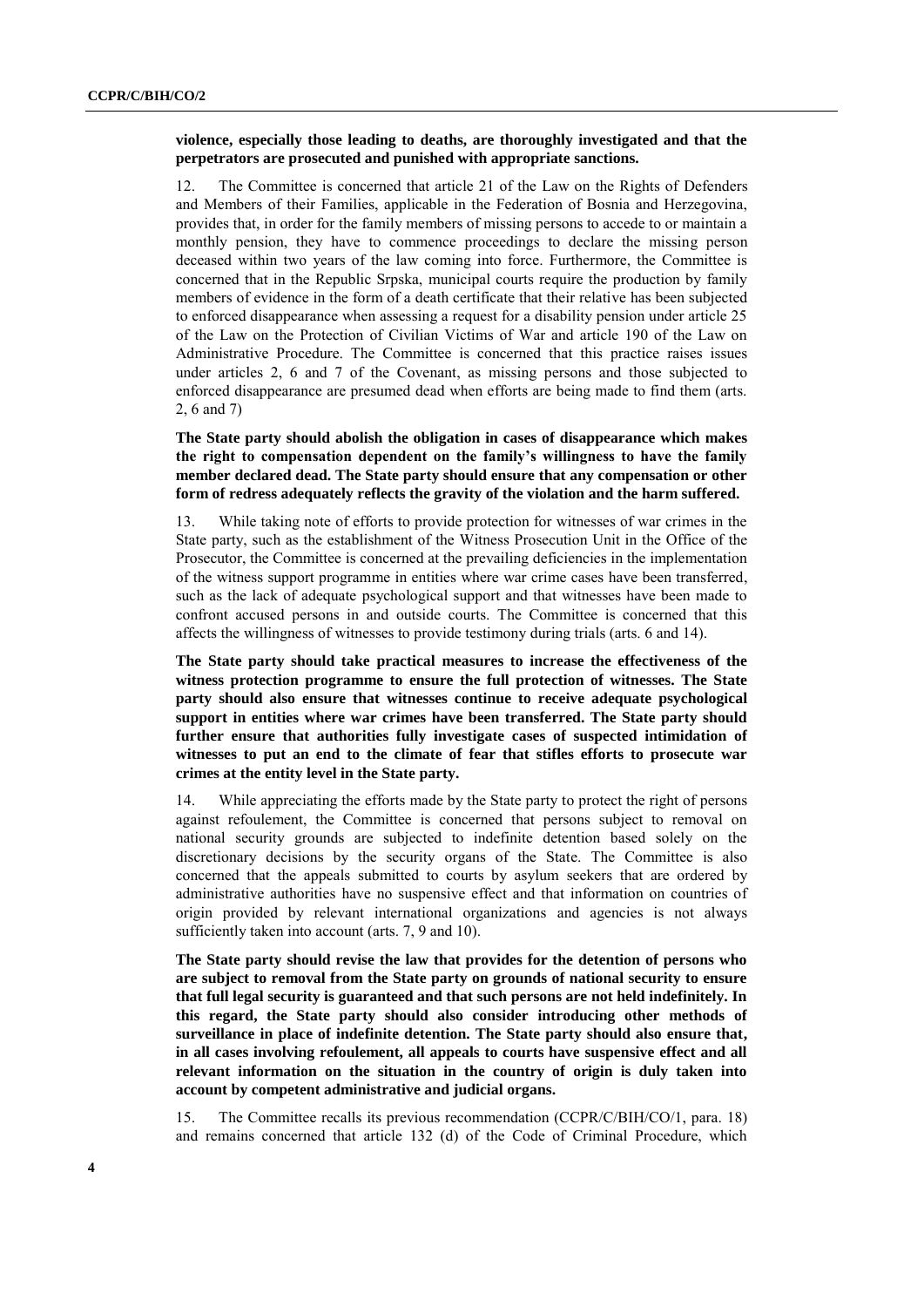**violence, especially those leading to deaths, are thoroughly investigated and that the perpetrators are prosecuted and punished with appropriate sanctions.**

12. The Committee is concerned that article 21 of the Law on the Rights of Defenders and Members of their Families, applicable in the Federation of Bosnia and Herzegovina, provides that, in order for the family members of missing persons to accede to or maintain a monthly pension, they have to commence proceedings to declare the missing person deceased within two years of the law coming into force. Furthermore, the Committee is concerned that in the Republic Srpska, municipal courts require the production by family members of evidence in the form of a death certificate that their relative has been subjected to enforced disappearance when assessing a request for a disability pension under article 25 of the Law on the Protection of Civilian Victims of War and article 190 of the Law on Administrative Procedure. The Committee is concerned that this practice raises issues under articles 2, 6 and 7 of the Covenant, as missing persons and those subjected to enforced disappearance are presumed dead when efforts are being made to find them (arts. 2, 6 and 7)

**The State party should abolish the obligation in cases of disappearance which makes the right to compensation dependent on the family's willingness to have the family member declared dead. The State party should ensure that any compensation or other form of redress adequately reflects the gravity of the violation and the harm suffered.**

13. While taking note of efforts to provide protection for witnesses of war crimes in the State party, such as the establishment of the Witness Prosecution Unit in the Office of the Prosecutor, the Committee is concerned at the prevailing deficiencies in the implementation of the witness support programme in entities where war crime cases have been transferred, such as the lack of adequate psychological support and that witnesses have been made to confront accused persons in and outside courts. The Committee is concerned that this affects the willingness of witnesses to provide testimony during trials (arts. 6 and 14).

**The State party should take practical measures to increase the effectiveness of the witness protection programme to ensure the full protection of witnesses. The State party should also ensure that witnesses continue to receive adequate psychological support in entities where war crimes have been transferred. The State party should further ensure that authorities fully investigate cases of suspected intimidation of witnesses to put an end to the climate of fear that stifles efforts to prosecute war crimes at the entity level in the State party.**

14. While appreciating the efforts made by the State party to protect the right of persons against refoulement, the Committee is concerned that persons subject to removal on national security grounds are subjected to indefinite detention based solely on the discretionary decisions by the security organs of the State. The Committee is also concerned that the appeals submitted to courts by asylum seekers that are ordered by administrative authorities have no suspensive effect and that information on countries of origin provided by relevant international organizations and agencies is not always sufficiently taken into account (arts. 7, 9 and 10).

**The State party should revise the law that provides for the detention of persons who are subject to removal from the State party on grounds of national security to ensure that full legal security is guaranteed and that such persons are not held indefinitely. In this regard, the State party should also consider introducing other methods of surveillance in place of indefinite detention. The State party should also ensure that, in all cases involving refoulement, all appeals to courts have suspensive effect and all relevant information on the situation in the country of origin is duly taken into account by competent administrative and judicial organs.**

15. The Committee recalls its previous recommendation (CCPR/C/BIH/CO/1, para. 18) and remains concerned that article 132 (d) of the Code of Criminal Procedure, which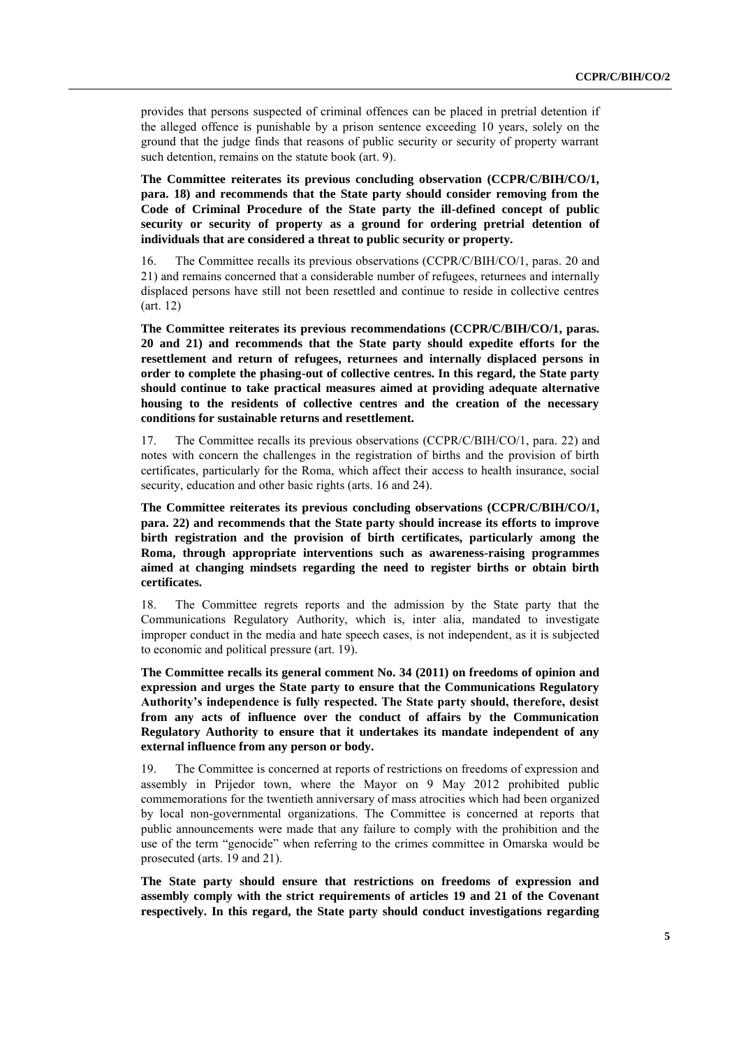provides that persons suspected of criminal offences can be placed in pretrial detention if the alleged offence is punishable by a prison sentence exceeding 10 years, solely on the ground that the judge finds that reasons of public security or security of property warrant such detention, remains on the statute book (art. 9).

**The Committee reiterates its previous concluding observation (CCPR/C/BIH/CO/1, para. 18) and recommends that the State party should consider removing from the Code of Criminal Procedure of the State party the ill-defined concept of public security or security of property as a ground for ordering pretrial detention of individuals that are considered a threat to public security or property.**

16. The Committee recalls its previous observations (CCPR/C/BIH/CO/1, paras. 20 and 21) and remains concerned that a considerable number of refugees, returnees and internally displaced persons have still not been resettled and continue to reside in collective centres (art. 12)

**The Committee reiterates its previous recommendations (CCPR/C/BIH/CO/1, paras. 20 and 21) and recommends that the State party should expedite efforts for the resettlement and return of refugees, returnees and internally displaced persons in order to complete the phasing-out of collective centres. In this regard, the State party should continue to take practical measures aimed at providing adequate alternative housing to the residents of collective centres and the creation of the necessary conditions for sustainable returns and resettlement.**

17. The Committee recalls its previous observations (CCPR/C/BIH/CO/1, para. 22) and notes with concern the challenges in the registration of births and the provision of birth certificates, particularly for the Roma, which affect their access to health insurance, social security, education and other basic rights (arts. 16 and 24).

**The Committee reiterates its previous concluding observations (CCPR/C/BIH/CO/1, para. 22) and recommends that the State party should increase its efforts to improve birth registration and the provision of birth certificates, particularly among the Roma, through appropriate interventions such as awareness-raising programmes aimed at changing mindsets regarding the need to register births or obtain birth certificates.**

18. The Committee regrets reports and the admission by the State party that the Communications Regulatory Authority, which is, inter alia, mandated to investigate improper conduct in the media and hate speech cases, is not independent, as it is subjected to economic and political pressure (art. 19).

**The Committee recalls its general comment No. 34 (2011) on freedoms of opinion and expression and urges the State party to ensure that the Communications Regulatory Authority's independence is fully respected. The State party should, therefore, desist from any acts of influence over the conduct of affairs by the Communication Regulatory Authority to ensure that it undertakes its mandate independent of any external influence from any person or body.**

19. The Committee is concerned at reports of restrictions on freedoms of expression and assembly in Prijedor town, where the Mayor on 9 May 2012 prohibited public commemorations for the twentieth anniversary of mass atrocities which had been organized by local non-governmental organizations. The Committee is concerned at reports that public announcements were made that any failure to comply with the prohibition and the use of the term "genocide" when referring to the crimes committee in Omarska would be prosecuted (arts. 19 and 21).

**The State party should ensure that restrictions on freedoms of expression and assembly comply with the strict requirements of articles 19 and 21 of the Covenant respectively. In this regard, the State party should conduct investigations regarding**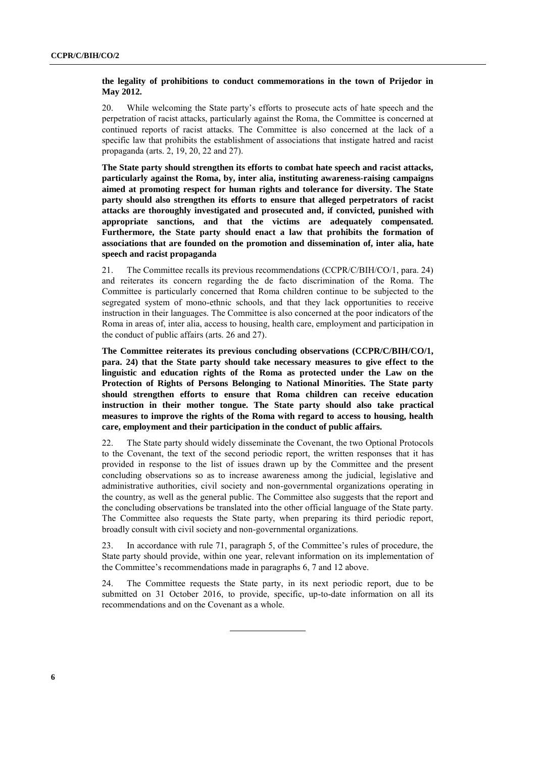**the legality of prohibitions to conduct commemorations in the town of Prijedor in May 2012.**

20. While welcoming the State party's efforts to prosecute acts of hate speech and the perpetration of racist attacks, particularly against the Roma, the Committee is concerned at continued reports of racist attacks. The Committee is also concerned at the lack of a specific law that prohibits the establishment of associations that instigate hatred and racist propaganda (arts. 2, 19, 20, 22 and 27).

**The State party should strengthen its efforts to combat hate speech and racist attacks, particularly against the Roma, by, inter alia, instituting awareness-raising campaigns aimed at promoting respect for human rights and tolerance for diversity. The State party should also strengthen its efforts to ensure that alleged perpetrators of racist attacks are thoroughly investigated and prosecuted and, if convicted, punished with appropriate sanctions, and that the victims are adequately compensated. Furthermore, the State party should enact a law that prohibits the formation of associations that are founded on the promotion and dissemination of, inter alia, hate speech and racist propaganda**

21. The Committee recalls its previous recommendations (CCPR/C/BIH/CO/1, para. 24) and reiterates its concern regarding the de facto discrimination of the Roma. The Committee is particularly concerned that Roma children continue to be subjected to the segregated system of mono-ethnic schools, and that they lack opportunities to receive instruction in their languages. The Committee is also concerned at the poor indicators of the Roma in areas of, inter alia, access to housing, health care, employment and participation in the conduct of public affairs (arts. 26 and 27).

**The Committee reiterates its previous concluding observations (CCPR/C/BIH/CO/1, para. 24) that the State party should take necessary measures to give effect to the linguistic and education rights of the Roma as protected under the Law on the Protection of Rights of Persons Belonging to National Minorities. The State party should strengthen efforts to ensure that Roma children can receive education instruction in their mother tongue. The State party should also take practical measures to improve the rights of the Roma with regard to access to housing, health care, employment and their participation in the conduct of public affairs.**

22. The State party should widely disseminate the Covenant, the two Optional Protocols to the Covenant, the text of the second periodic report, the written responses that it has provided in response to the list of issues drawn up by the Committee and the present concluding observations so as to increase awareness among the judicial, legislative and administrative authorities, civil society and non-governmental organizations operating in the country, as well as the general public. The Committee also suggests that the report and the concluding observations be translated into the other official language of the State party. The Committee also requests the State party, when preparing its third periodic report, broadly consult with civil society and non-governmental organizations.

23. In accordance with rule 71, paragraph 5, of the Committee's rules of procedure, the State party should provide, within one year, relevant information on its implementation of the Committee's recommendations made in paragraphs 6, 7 and 12 above.

24. The Committee requests the State party, in its next periodic report, due to be submitted on 31 October 2016, to provide, specific, up-to-date information on all its recommendations and on the Covenant as a whole.

---